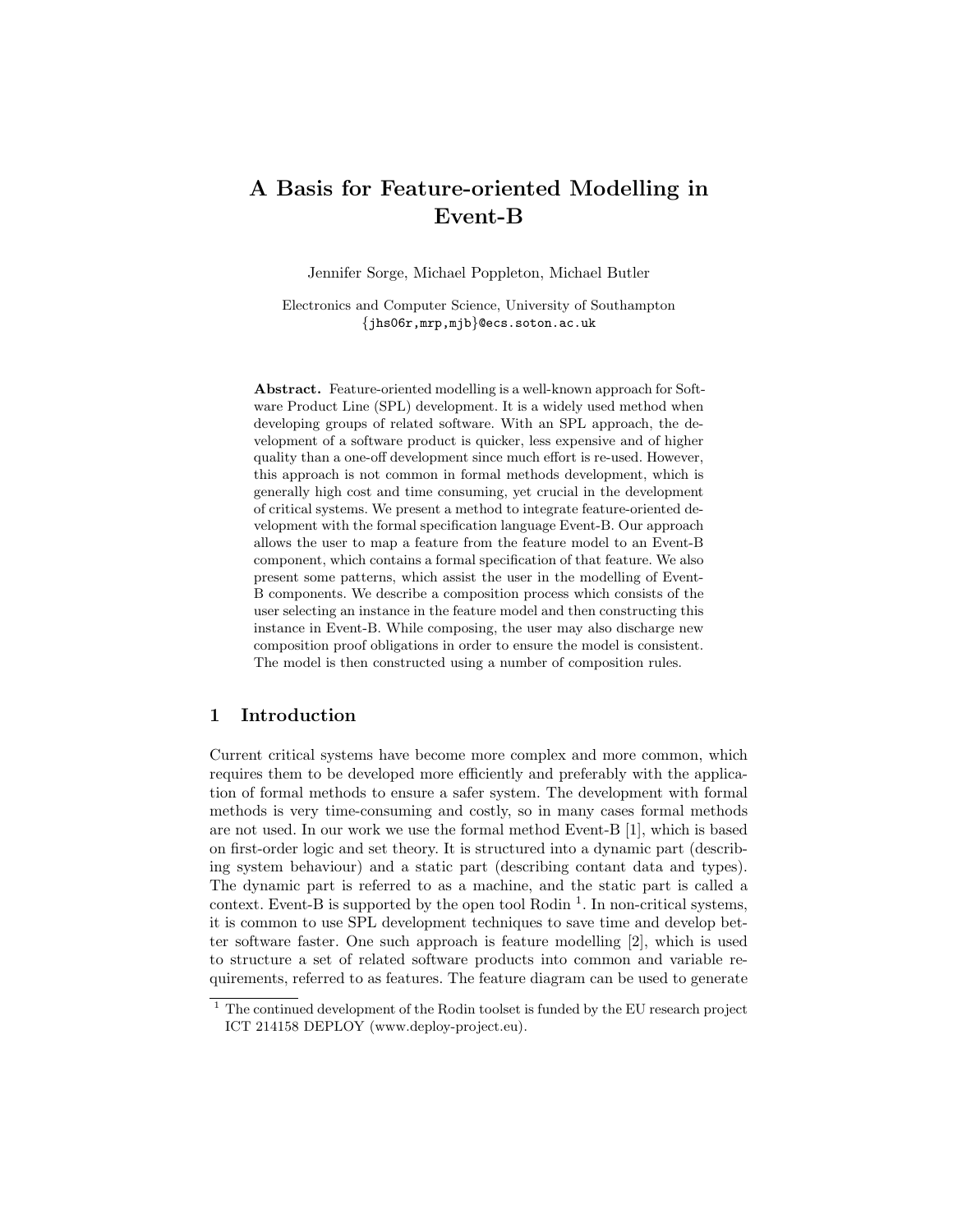# A Basis for Feature-oriented Modelling in Event-B

Jennifer Sorge, Michael Poppleton, Michael Butler

Electronics and Computer Science, University of Southampton
{jhs06r,mrp,mjb}@ecs.soton.ac.uk

**Abstract.** Feature-oriented modelling is a well-known approach for Software Product Line (SPL) development. It is a widely used method when developing groups of related software. With an SPL approach, the development of a software product is quicker, less expensive and of higher quality than a one-off development since much effort is re-used. However, this approach is not common in formal methods development, which is generally high cost and time consuming, yet crucial in the development of critical systems. We present a method to integrate feature-oriented development with the formal specification language Event-B. Our approach allows the user to map a feature from the feature model to an Event-B component, which contains a formal specification of that feature. We also present some patterns, which assist the user in the modelling of Event-B components. We describe a composition process which consists of the user selecting an instance in the feature model and then constructing this instance in Event-B. While composing, the user may also discharge new composition proof obligations in order to ensure the model is consistent. The model is then constructed using a number of composition rules.

## 1 Introduction

Current critical systems have become more complex and more common, which requires them to be developed more efficiently and preferably with the application of formal methods to ensure a safer system. The development with formal methods is very time-consuming and costly, so in many cases formal methods are not used. In our work we use the formal method Event-B [1], which is based on first-order logic and set theory. It is structured into a dynamic part (describing system behaviour) and a static part (describing contant data and types). The dynamic part is referred to as a machine, and the static part is called a context. Event-B is supported by the open tool Rodin [1]. In non-critical systems, it is common to use SPL development techniques to save time and develop better software faster. One such approach is feature modelling [2], which is used to structure a set of related software products into common and variable requirements, referred to as features. The feature diagram can be used to generate

[1] The continued development of the Rodin toolset is funded by the EU research project ICT 214158 DEPLOY (www.deploy-project.eu).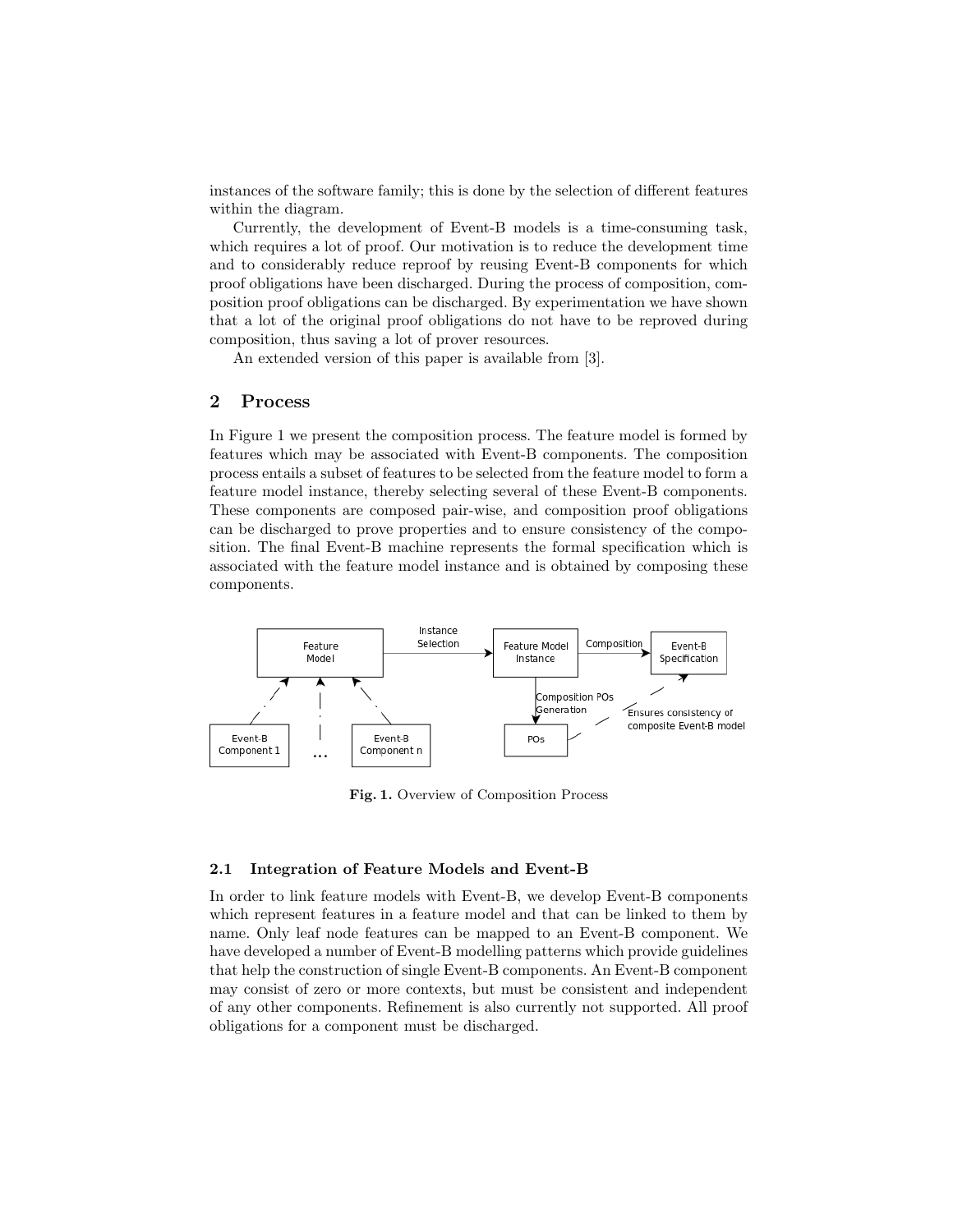instances of the software family; this is done by the selection of different features within the diagram.

Currently, the development of Event-B models is a time-consuming task, which requires a lot of proof. Our motivation is to reduce the development time and to considerably reduce reproof by reusing Event-B components for which proof obligations have been discharged. During the process of composition, composition proof obligations can be discharged. By experimentation we have shown that a lot of the original proof obligations do not have to be reproved during composition, thus saving a lot of prover resources.

An extended version of this paper is available from [3].

## 2 Process

In Figure 1 we present the composition process. The feature model is formed by features which may be associated with Event-B components. The composition process entails a subset of features to be selected from the feature model to form a feature model instance, thereby selecting several of these Event-B components. These components are composed pair-wise, and composition proof obligations can be discharged to prove properties and to ensure consistency of the composition. The final Event-B machine represents the formal specification which is associated with the feature model instance and is obtained by composing these components.

**Fig. 1.** Overview of Composition Process

### 2.1 Integration of Feature Models and Event-B

In order to link feature models with Event-B, we develop Event-B components which represent features in a feature model and that can be linked to them by name. Only leaf node features can be mapped to an Event-B component. We have developed a number of Event-B modelling patterns which provide guidelines that help the construction of single Event-B components. An Event-B component may consist of zero or more contexts, but must be consistent and independent of any other components. Refinement is also currently not supported. All proof obligations for a component must be discharged.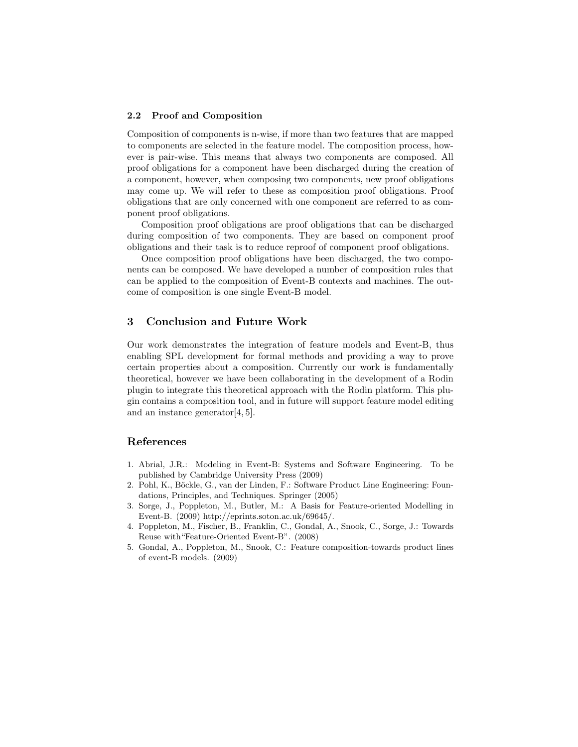### 2.2 Proof and Composition

Composition of components is n-wise, if more than two features that are mapped to components are selected in the feature model. The composition process, however is pair-wise. This means that always two components are composed. All proof obligations for a component have been discharged during the creation of a component, however, when composing two components, new proof obligations may come up. We will refer to these as composition proof obligations. Proof obligations that are only concerned with one component are referred to as component proof obligations.

Composition proof obligations are proof obligations that can be discharged during composition of two components. They are based on component proof obligations and their task is to reduce reproof of component proof obligations.

Once composition proof obligations have been discharged, the two components can be composed. We have developed a number of composition rules that can be applied to the composition of Event-B contexts and machines. The outcome of composition is one single Event-B model.

## 3 Conclusion and Future Work

Our work demonstrates the integration of feature models and Event-B, thus enabling SPL development for formal methods and providing a way to prove certain properties about a composition. Currently our work is fundamentally theoretical, however we have been collaborating in the development of a Rodin plugin to integrate this theoretical approach with the Rodin platform. This plugin contains a composition tool, and in future will support feature model editing and an instance generator[4, 5].

## References

1. Abrial, J.R.: Modeling in Event-B: Systems and Software Engineering. To be published by Cambridge University Press (2009)
2. Pohl, K., Böckle, G., van der Linden, F.: Software Product Line Engineering: Foundations, Principles, and Techniques. Springer (2005)
3. Sorge, J., Poppleton, M., Butler, M.: A Basis for Feature-oriented Modelling in Event-B. (2009) http://eprints.soton.ac.uk/69645/.
4. Poppleton, M., Fischer, B., Franklin, C., Gondal, A., Snook, C., Sorge, J.: Towards Reuse with"Feature-Oriented Event-B". (2008)
5. Gondal, A., Poppleton, M., Snook, C.: Feature composition-towards product lines of event-B models. (2009)